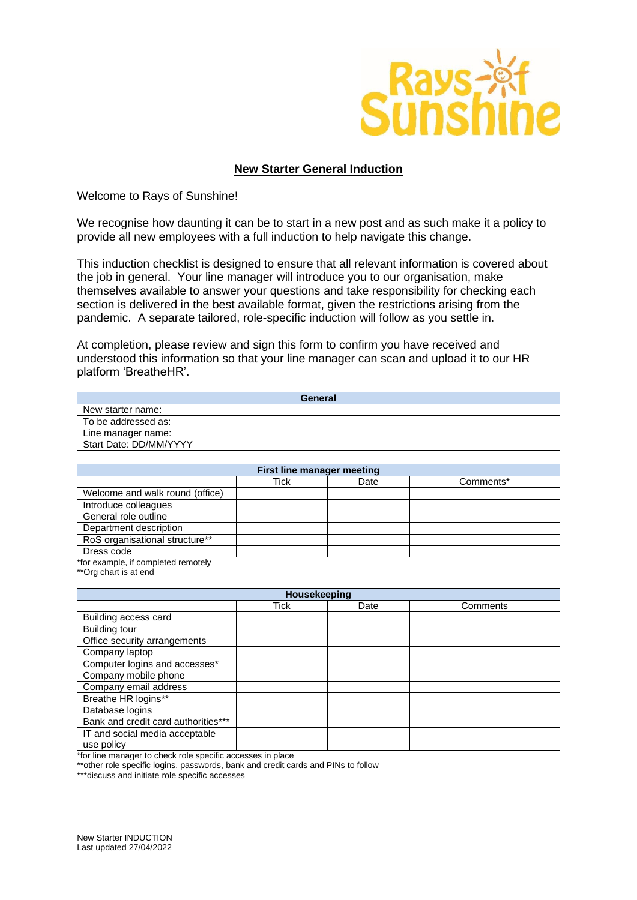# New Starter General Induction

Welcome to Rays of Sunshine!

We recognise how daunting it can be to start in a new post and as such make it a policy to provide all new employees with a full induction to help navigate this change.

This induction checklist is designed to ensure that all relevant information is covered about the job in general. Your line manager will introduce you to our organisation, make themselves available to answer your questions and take responsibility for checking each section is delivered in the best available format, given the restrictions arising from the pandemic. A separate tailored, role-specific induction will follow as you settle in.

At completion, please review and sign this form to confirm you have received and understood this information so that your line manager can scan and upload it to our HR platform 'BreatheHR'.

| General | |
|---|---|
| New starter name: | |
| To be addressed as: | |
| Line manager name: | |
| Start Date: DD/MM/YYYY | |

| First line manager meeting | | | |
|---|---|---|---|
| | Tick | Date | Comments* |
| Welcome and walk round (office) | | | |
| Introduce colleagues | | | |
| General role outline | | | |
| Department description | | | |
| RoS organisational structure** | | | |
| Dress code | | | |

*for example, if completed remotely
**Org chart is at end

| Housekeeping | | | |
|---|---|---|---|
| | Tick | Date | Comments |
| Building access card | | | |
| Building tour | | | |
| Office security arrangements | | | |
| Company laptop | | | |
| Computer logins and accesses* | | | |
| Company mobile phone | | | |
| Company email address | | | |
| Breathe HR logins** | | | |
| Database logins | | | |
| Bank and credit card authorities*** | | | |
| IT and social media acceptable use policy | | | |

*for line manager to check role specific accesses in place
**other role specific logins, passwords, bank and credit cards and PINs to follow
***discuss and initiate role specific accesses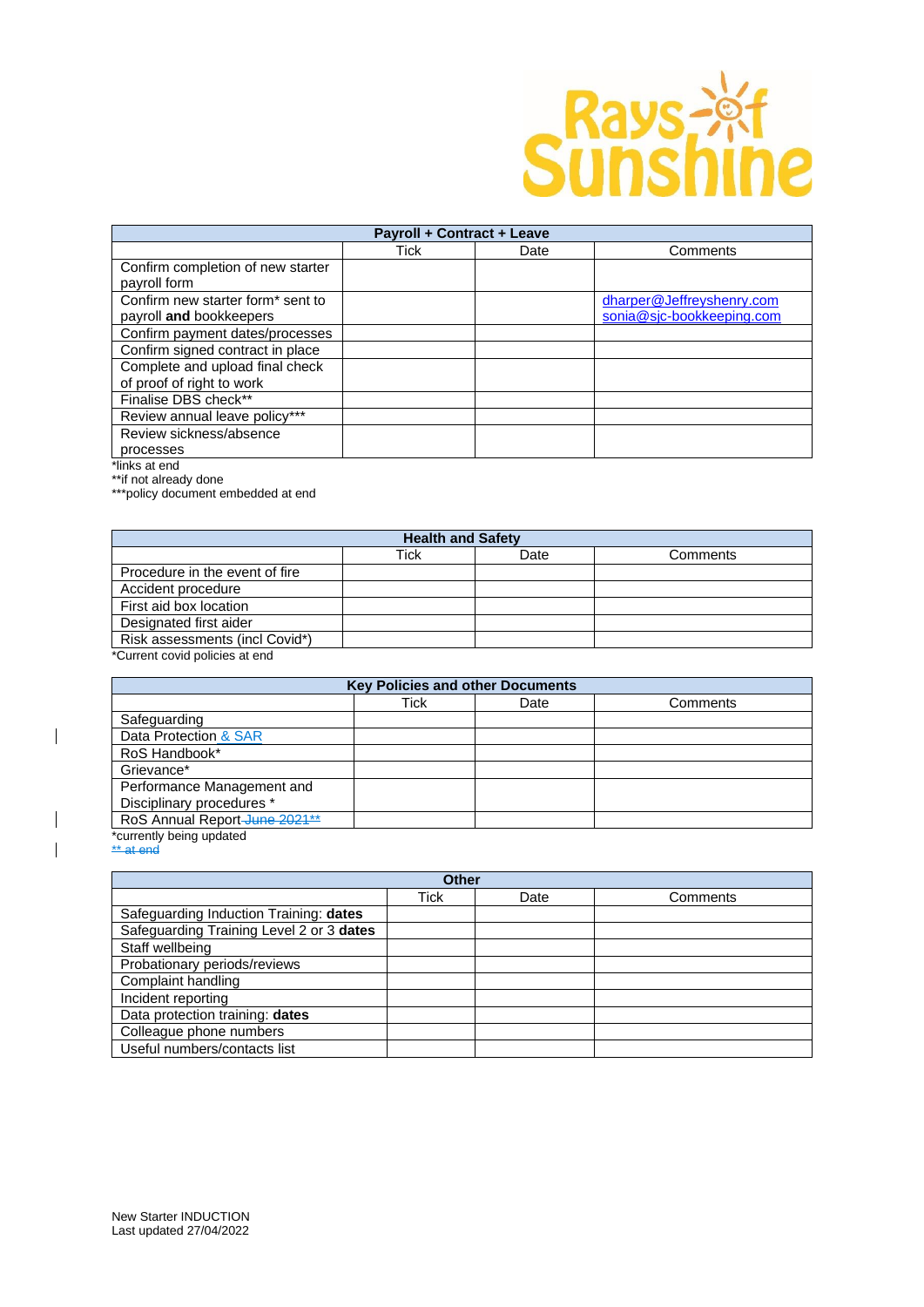| Payroll + Contract + Leave | | | |
|---|---|---|---|
| | Tick | Date | Comments |
| Confirm completion of new starter payroll form | | | |
| Confirm new starter form* sent to payroll **and** bookkeepers | | | dharper@Jeffreyshenry.com sonia@sjc-bookkeeping.com |
| Confirm payment dates/processes | | | |
| Confirm signed contract in place | | | |
| Complete and upload final check of proof of right to work | | | |
| Finalise DBS check** | | | |
| Review annual leave policy*** | | | |
| Review sickness/absence processes | | | |

*links at end
**if not already done
***policy document embedded at end

| Health and Safety | | | |
|---|---|---|---|
| | Tick | Date | Comments |
| Procedure in the event of fire | | | |
| Accident procedure | | | |
| First aid box location | | | |
| Designated first aider | | | |
| Risk assessments (incl Covid*) | | | |

*Current covid policies at end

| Key Policies and other Documents | | | |
|---|---|---|---|
| | Tick | Date | Comments |
| Safeguarding | | | |
| Data Protection & SAR | | | |
| RoS Handbook* | | | |
| Grievance* | | | |
| Performance Management and Disciplinary procedures * | | | |
| RoS Annual Report ~~June 2021**~~ | | | |

*currently being updated
~~** at end~~

| Other | | | |
|---|---|---|---|
| | Tick | Date | Comments |
| Safeguarding Induction Training: **dates** | | | |
| Safeguarding Training Level 2 or 3 **dates** | | | |
| Staff wellbeing | | | |
| Probationary periods/reviews | | | |
| Complaint handling | | | |
| Incident reporting | | | |
| Data protection training: **dates** | | | |
| Colleague phone numbers | | | |
| Useful numbers/contacts list | | | |

New Starter INDUCTION
Last updated 27/04/2022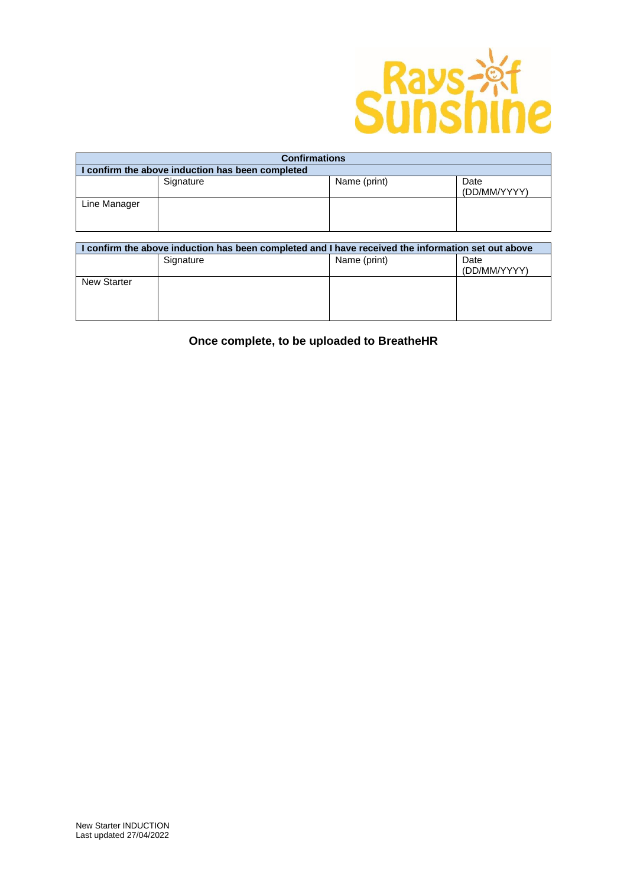| Confirmations | | | |
|---|---|---|---|
| **I confirm the above induction has been completed** | | | |
| | Signature | Name (print) | Date (DD/MM/YYYY) |
| Line Manager | | | |

| **I confirm the above induction has been completed and I have received the information set out above** | | | |
|---|---|---|---|
| | Signature | Name (print) | Date (DD/MM/YYYY) |
| New Starter | | | |

**Once complete, to be uploaded to BreatheHR**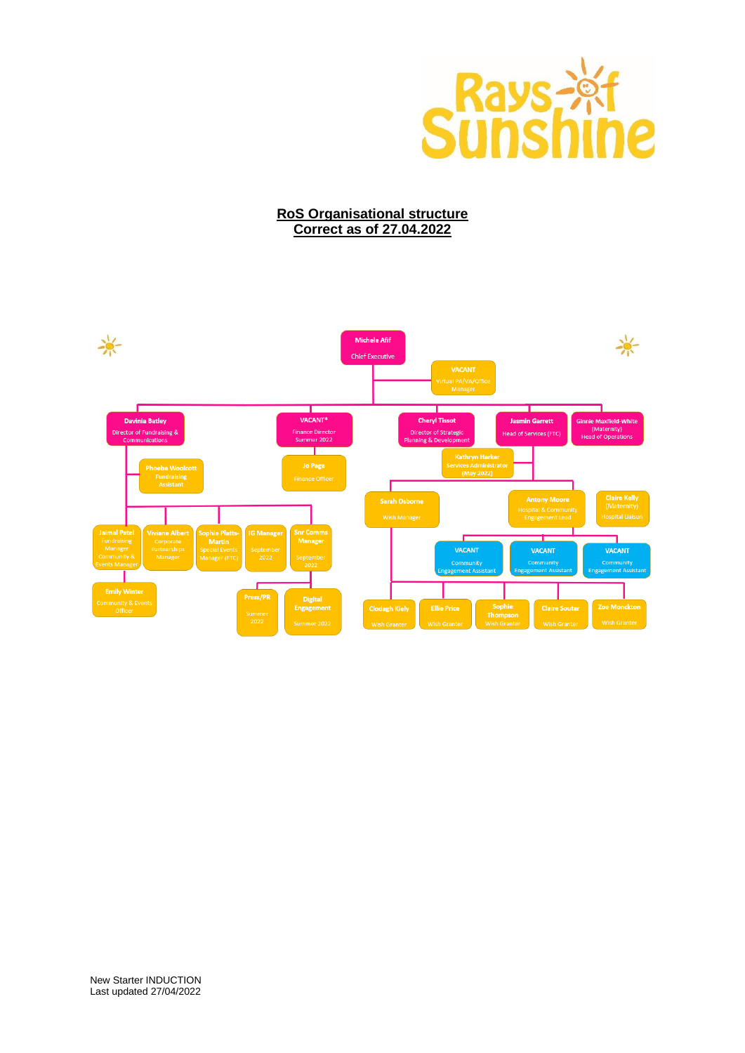Rays of Sunshine

**RoS Organisational structure**
**Correct as of 27.04.2022**

- **Michele Afif** – Chief Executive
  - **VACANT** – Virtual PA/VA/Office Manager
  - **Davinia Batley** – Director of Fundraising & Communications
    - **Phoebe Woolcott** – Fundraising Assistant
    - **Jaimal Patel** – Fundraising Manager Community & Events Manager
      - **Emily Winter** – Community & Events Officer
    - **Viviane Albert** – Corporate Partnerships Manager
    - **Sophie Platts-Martin** – Special Events Manager (FTC)
    - **IG Manager** – September 2022
    - **Snr Comms Manager** – September 2022
      - **Press/PR** – Summer 2022
      - **Digital Engagement** – Summer 2022
  - **VACANT*** – Finance Director – Summer 2022
    - **Jo Page** – Finance Officer
  - **Cheryl Tissot** – Director of Strategic Planning & Development
  - **Jasmin Garrett** – Head of Services (FTC)
    - **Kathryn Harker** – Services Administrator (May 2022)
    - **Sarah Osborne** – Wish Manager
      - **Clodagh Kiely** – Wish Granter
      - **Ellie Price** – Wish Granter
      - **Sophie Thompson** – Wish Granter
      - **Claire Soutar** – Wish Granter
      - **Zoe Monckton** – Wish Granter
    - **Antony Moore** – Hospital & Community Engagement Lead
      - **VACANT** – Community Engagement Assistant
      - **VACANT** – Community Engagement Assistant
      - **VACANT** – Community Engagement Assistant
    - **Claire Kelly** (Maternity) – Hospital Liaison
  - **Ginnie Maxfield-White** (Maternity) – Head of Operations

New Starter INDUCTION
Last updated 27/04/2022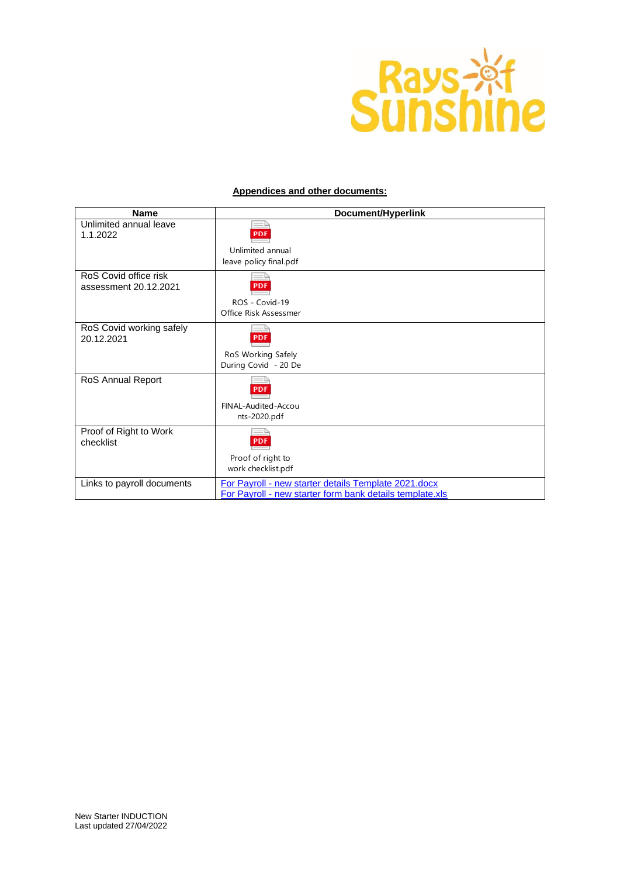**Appendices and other documents:**

| Name | Document/Hyperlink |
|---|---|
| Unlimited annual leave 1.1.2022 | PDF Unlimited annual leave policy final.pdf |
| RoS Covid office risk assessment 20.12.2021 | PDF ROS - Covid-19 Office Risk Assessmer |
| RoS Covid working safely 20.12.2021 | PDF RoS Working Safely During Covid - 20 De |
| RoS Annual Report | PDF FINAL-Audited-Accounts-2020.pdf |
| Proof of Right to Work checklist | PDF Proof of right to work checklist.pdf |
| Links to payroll documents | For Payroll - new starter details Template 2021.docx<br>For Payroll - new starter form bank details template.xls |

New Starter INDUCTION
Last updated 27/04/2022